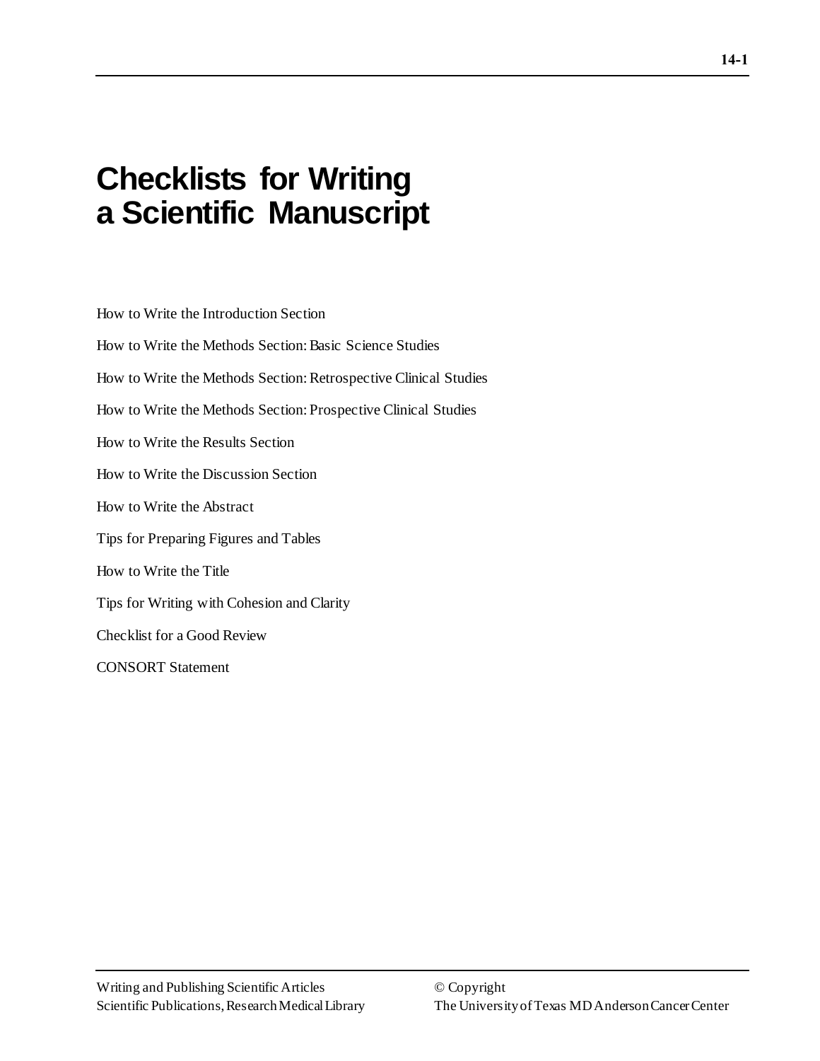# Checklists for Writing a Scientific Manuscript

How to Write the Introduction Section

How to Write the Methods Section: Basic Science Studies

How to Write the Methods Section: Retrospective Clinical Studies

How to Write the Methods Section: Prospective Clinical Studies

How to Write the Results Section

How to Write the Discussion Section

How to Write the Abstract

Tips for Preparing Figures and Tables

How to Write the Title

Tips for Writing with Cohesion and Clarity

Checklist for a Good Review

CONSORT Statement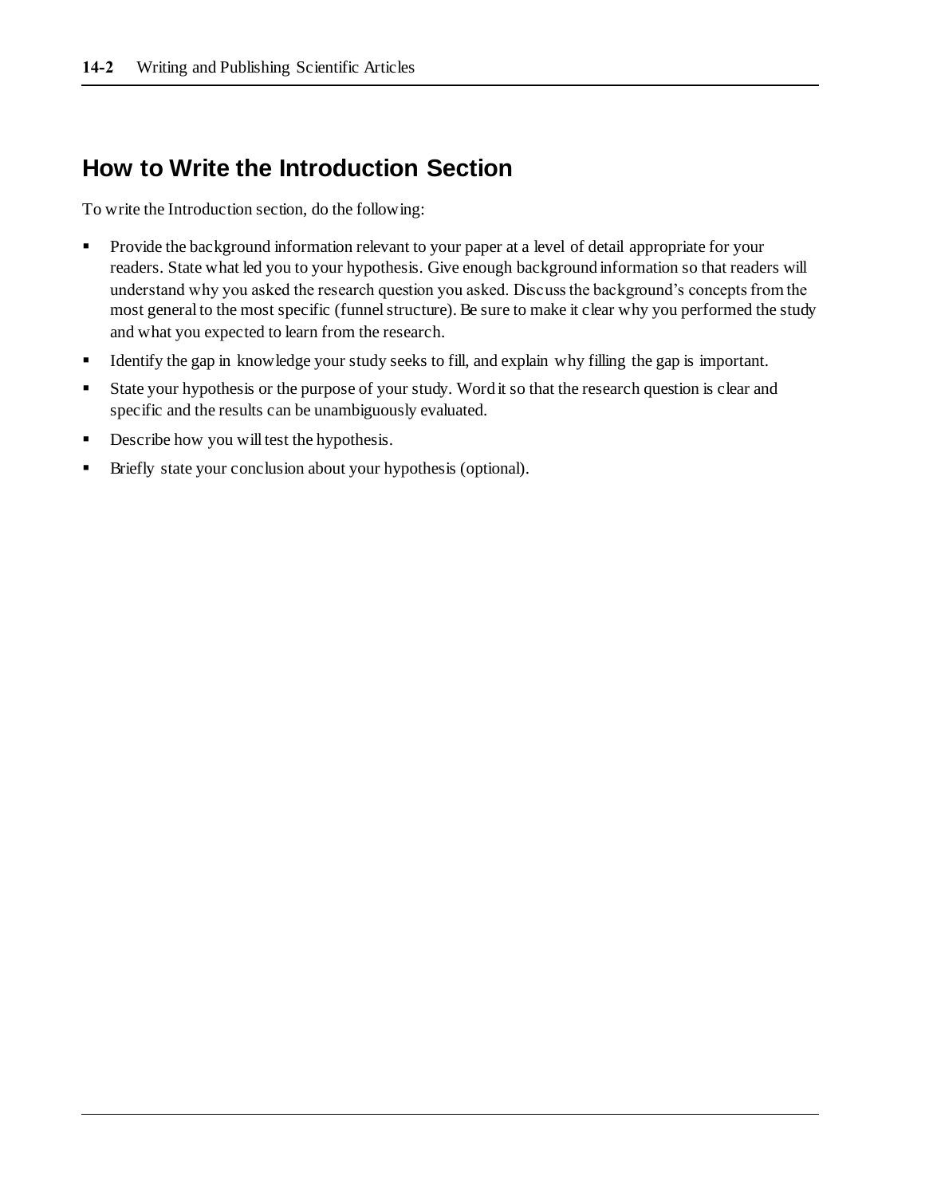## How to Write the Introduction Section

To write the Introduction section, do the following:

- Provide the background information relevant to your paper at a level of detail appropriate for your readers. State what led you to your hypothesis. Give enough background information so that readers will understand why you asked the research question you asked. Discuss the background's concepts from the most general to the most specific (funnel structure). Be sure to make it clear why you performed the study and what you expected to learn from the research.
- Identify the gap in knowledge your study seeks to fill, and explain why filling the gap is important.
- State your hypothesis or the purpose of your study. Word it so that the research question is clear and specific and the results can be unambiguously evaluated.
- Describe how you will test the hypothesis.
- Briefly state your conclusion about your hypothesis (optional).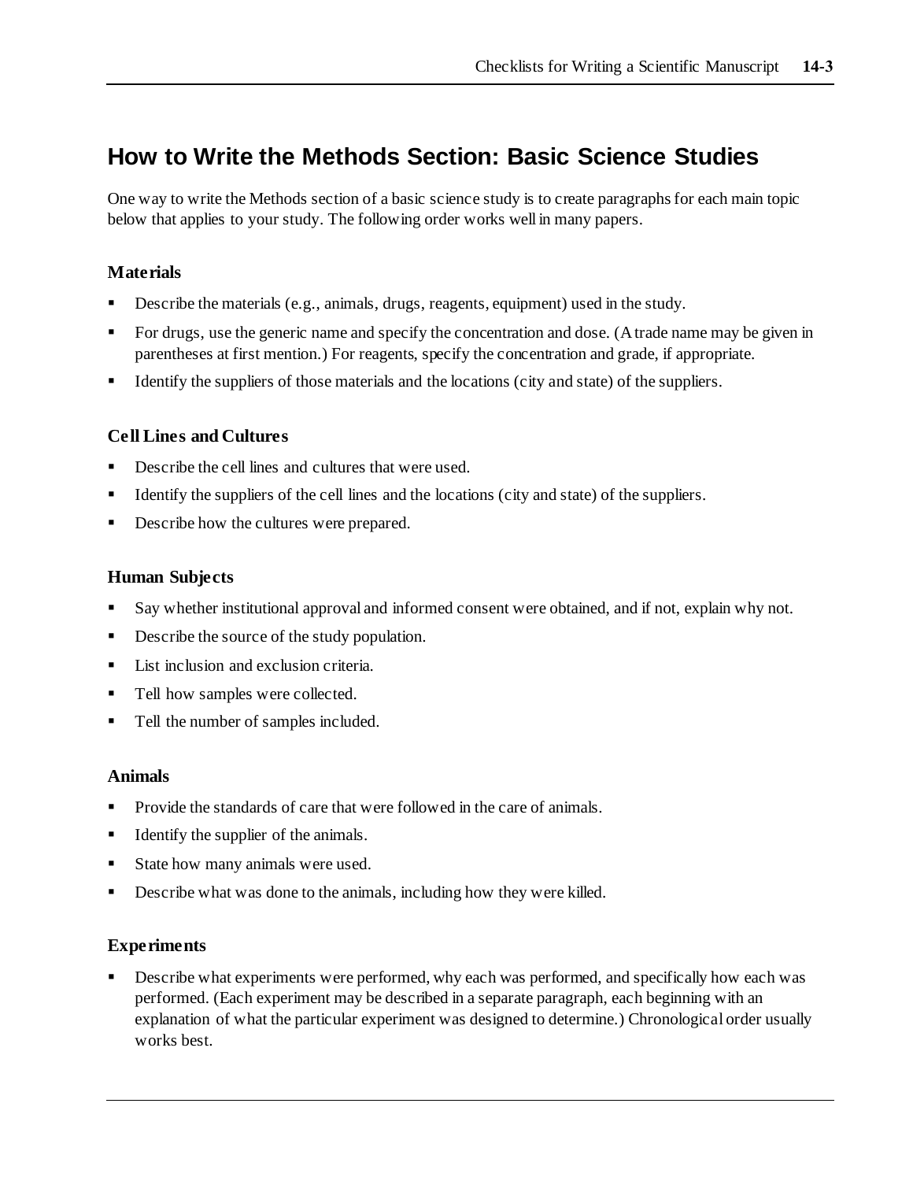## How to Write the Methods Section: Basic Science Studies

One way to write the Methods section of a basic science study is to create paragraphs for each main topic below that applies to your study. The following order works well in many papers.

### Materials

- Describe the materials (e.g., animals, drugs, reagents, equipment) used in the study.
- For drugs, use the generic name and specify the concentration and dose. (A trade name may be given in parentheses at first mention.) For reagents, specify the concentration and grade, if appropriate.
- Identify the suppliers of those materials and the locations (city and state) of the suppliers.

### Cell Lines and Cultures

- Describe the cell lines and cultures that were used.
- Identify the suppliers of the cell lines and the locations (city and state) of the suppliers.
- Describe how the cultures were prepared.

### Human Subjects

- Say whether institutional approval and informed consent were obtained, and if not, explain why not.
- Describe the source of the study population.
- List inclusion and exclusion criteria.
- Tell how samples were collected.
- Tell the number of samples included.

### Animals

- Provide the standards of care that were followed in the care of animals.
- Identify the supplier of the animals.
- State how many animals were used.
- Describe what was done to the animals, including how they were killed.

### Experiments

- Describe what experiments were performed, why each was performed, and specifically how each was performed. (Each experiment may be described in a separate paragraph, each beginning with an explanation of what the particular experiment was designed to determine.) Chronological order usually works best.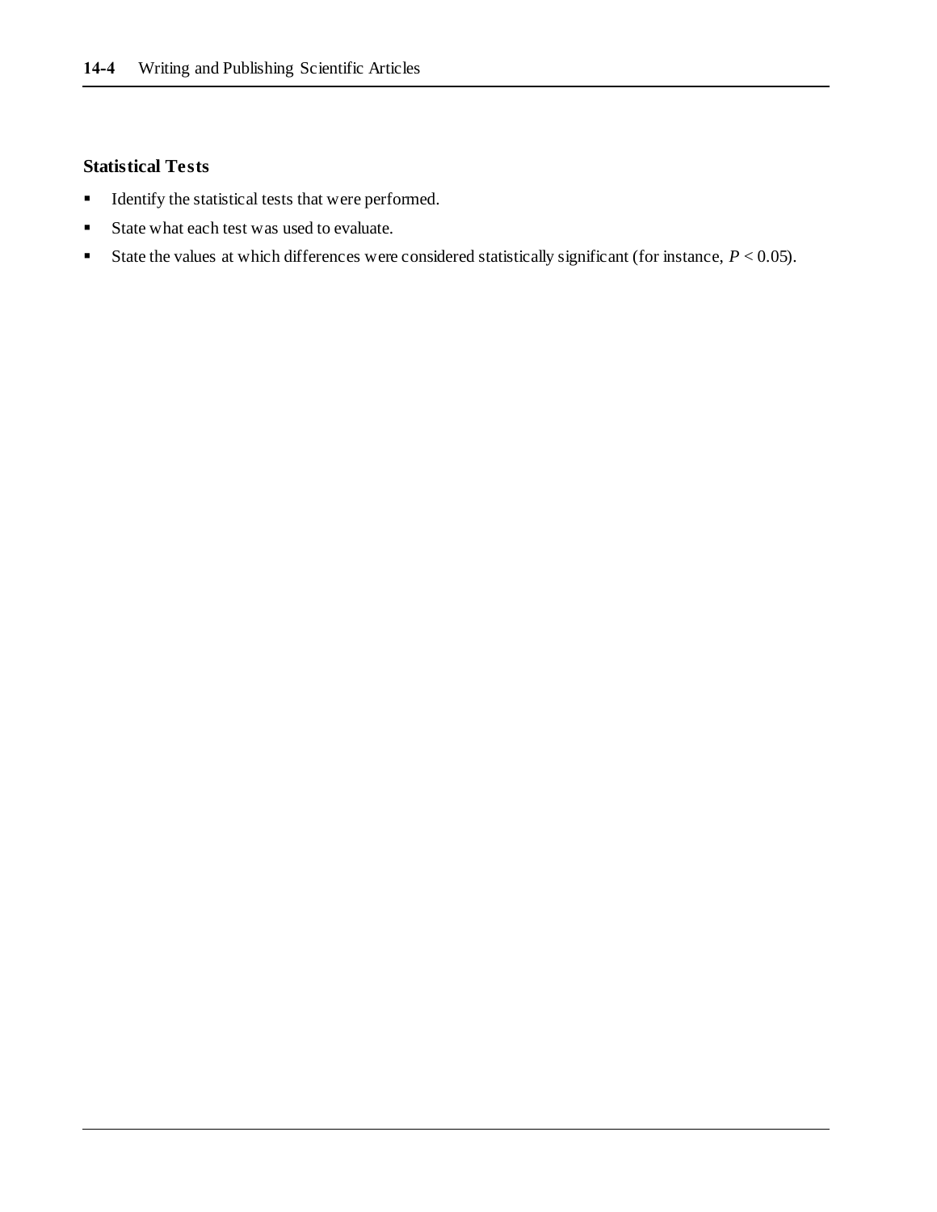### Statistical Tests

- Identify the statistical tests that were performed.
- State what each test was used to evaluate.
- State the values at which differences were considered statistically significant (for instance, $P < 0.05$).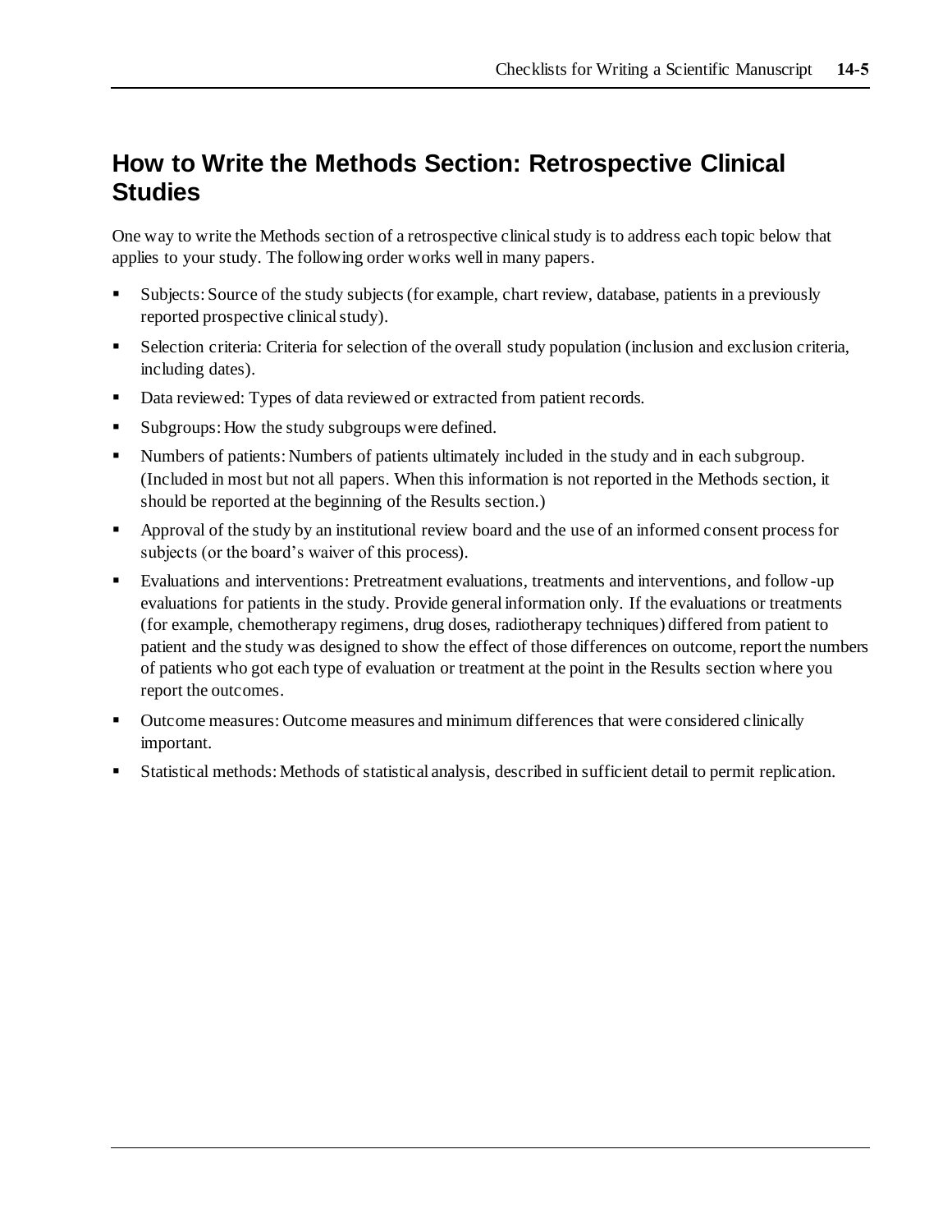## How to Write the Methods Section: Retrospective Clinical Studies

One way to write the Methods section of a retrospective clinical study is to address each topic below that applies to your study. The following order works well in many papers.

- Subjects: Source of the study subjects (for example, chart review, database, patients in a previously reported prospective clinical study).
- Selection criteria: Criteria for selection of the overall study population (inclusion and exclusion criteria, including dates).
- Data reviewed: Types of data reviewed or extracted from patient records.
- Subgroups: How the study subgroups were defined.
- Numbers of patients: Numbers of patients ultimately included in the study and in each subgroup. (Included in most but not all papers. When this information is not reported in the Methods section, it should be reported at the beginning of the Results section.)
- Approval of the study by an institutional review board and the use of an informed consent process for subjects (or the board's waiver of this process).
- Evaluations and interventions: Pretreatment evaluations, treatments and interventions, and follow-up evaluations for patients in the study. Provide general information only. If the evaluations or treatments (for example, chemotherapy regimens, drug doses, radiotherapy techniques) differed from patient to patient and the study was designed to show the effect of those differences on outcome, report the numbers of patients who got each type of evaluation or treatment at the point in the Results section where you report the outcomes.
- Outcome measures: Outcome measures and minimum differences that were considered clinically important.
- Statistical methods: Methods of statistical analysis, described in sufficient detail to permit replication.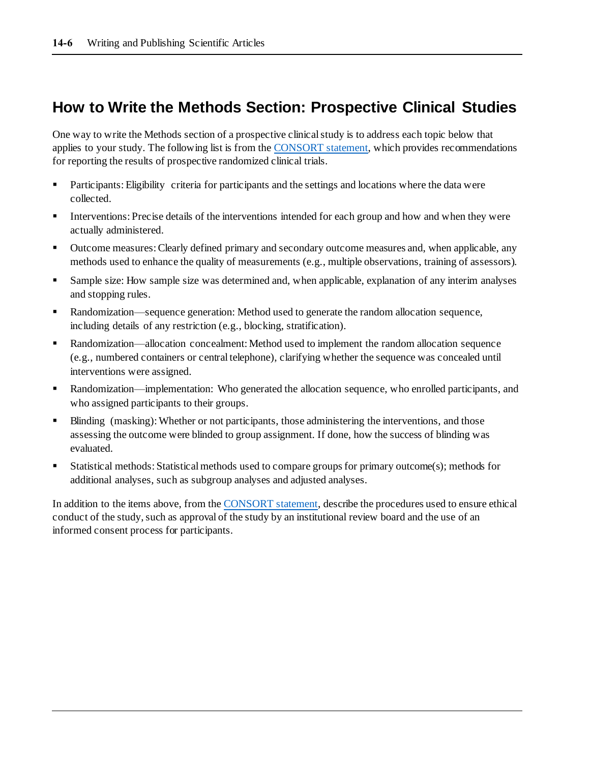## How to Write the Methods Section: Prospective Clinical Studies

One way to write the Methods section of a prospective clinical study is to address each topic below that applies to your study. The following list is from the [CONSORT statement](), which provides recommendations for reporting the results of prospective randomized clinical trials.

- Participants: Eligibility criteria for participants and the settings and locations where the data were collected.
- Interventions: Precise details of the interventions intended for each group and how and when they were actually administered.
- Outcome measures: Clearly defined primary and secondary outcome measures and, when applicable, any methods used to enhance the quality of measurements (e.g., multiple observations, training of assessors).
- Sample size: How sample size was determined and, when applicable, explanation of any interim analyses and stopping rules.
- Randomization—sequence generation: Method used to generate the random allocation sequence, including details of any restriction (e.g., blocking, stratification).
- Randomization—allocation concealment: Method used to implement the random allocation sequence (e.g., numbered containers or central telephone), clarifying whether the sequence was concealed until interventions were assigned.
- Randomization—implementation: Who generated the allocation sequence, who enrolled participants, and who assigned participants to their groups.
- Blinding (masking): Whether or not participants, those administering the interventions, and those assessing the outcome were blinded to group assignment. If done, how the success of blinding was evaluated.
- Statistical methods: Statistical methods used to compare groups for primary outcome(s); methods for additional analyses, such as subgroup analyses and adjusted analyses.

In addition to the items above, from the [CONSORT statement](), describe the procedures used to ensure ethical conduct of the study, such as approval of the study by an institutional review board and the use of an informed consent process for participants.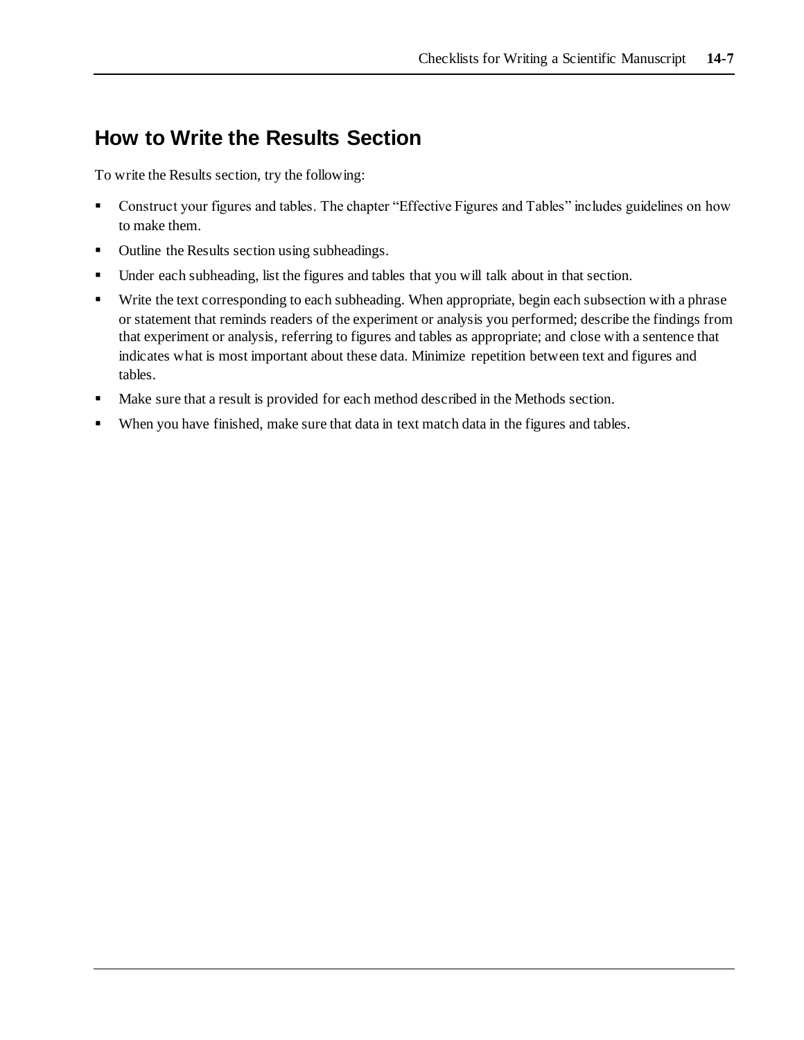## How to Write the Results Section

To write the Results section, try the following:

- Construct your figures and tables. The chapter "Effective Figures and Tables" includes guidelines on how to make them.
- Outline the Results section using subheadings.
- Under each subheading, list the figures and tables that you will talk about in that section.
- Write the text corresponding to each subheading. When appropriate, begin each subsection with a phrase or statement that reminds readers of the experiment or analysis you performed; describe the findings from that experiment or analysis, referring to figures and tables as appropriate; and close with a sentence that indicates what is most important about these data. Minimize repetition between text and figures and tables.
- Make sure that a result is provided for each method described in the Methods section.
- When you have finished, make sure that data in text match data in the figures and tables.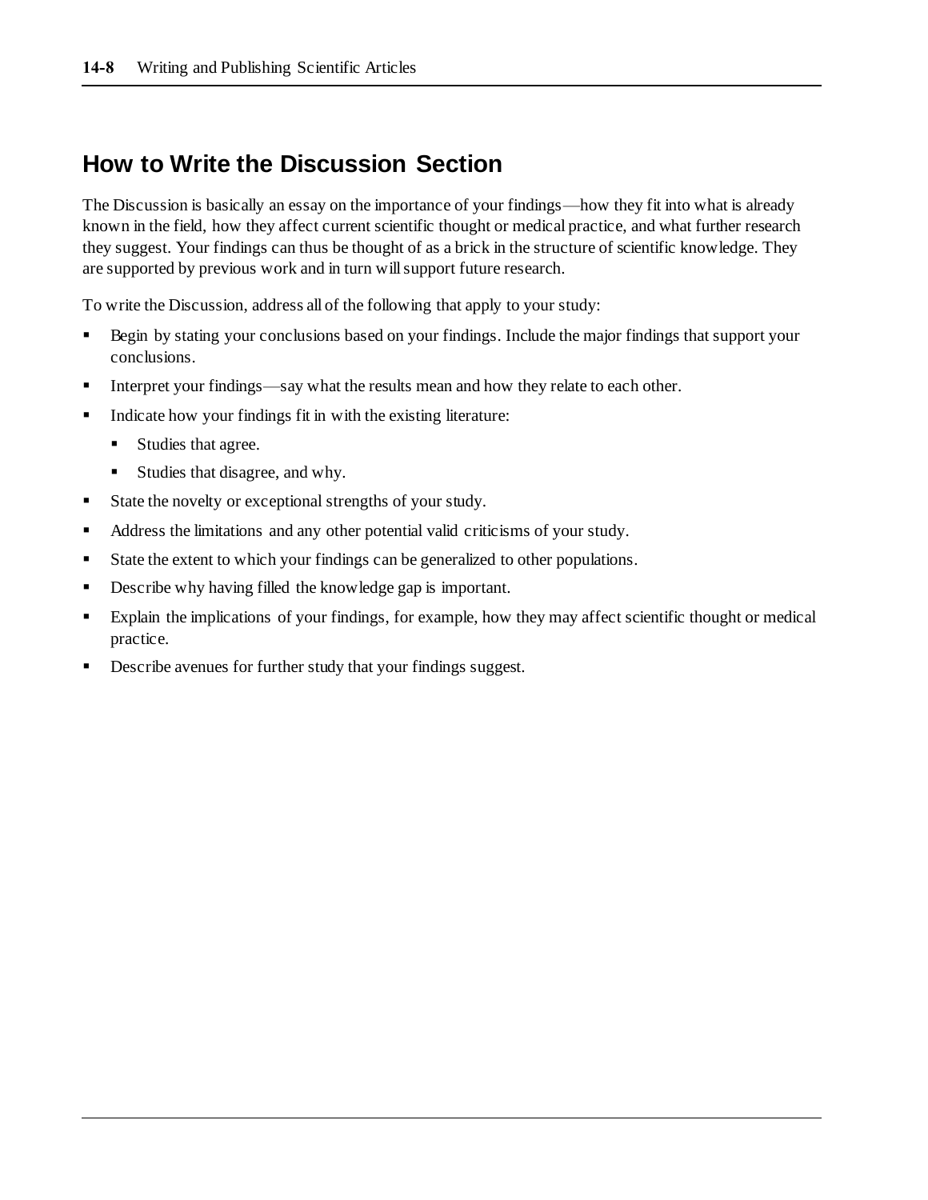## How to Write the Discussion Section

The Discussion is basically an essay on the importance of your findings—how they fit into what is already known in the field, how they affect current scientific thought or medical practice, and what further research they suggest. Your findings can thus be thought of as a brick in the structure of scientific knowledge. They are supported by previous work and in turn will support future research.

To write the Discussion, address all of the following that apply to your study:

- Begin by stating your conclusions based on your findings. Include the major findings that support your conclusions.
- Interpret your findings—say what the results mean and how they relate to each other.
- Indicate how your findings fit in with the existing literature:
  - Studies that agree.
  - Studies that disagree, and why.
- State the novelty or exceptional strengths of your study.
- Address the limitations and any other potential valid criticisms of your study.
- State the extent to which your findings can be generalized to other populations.
- Describe why having filled the knowledge gap is important.
- Explain the implications of your findings, for example, how they may affect scientific thought or medical practice.
- Describe avenues for further study that your findings suggest.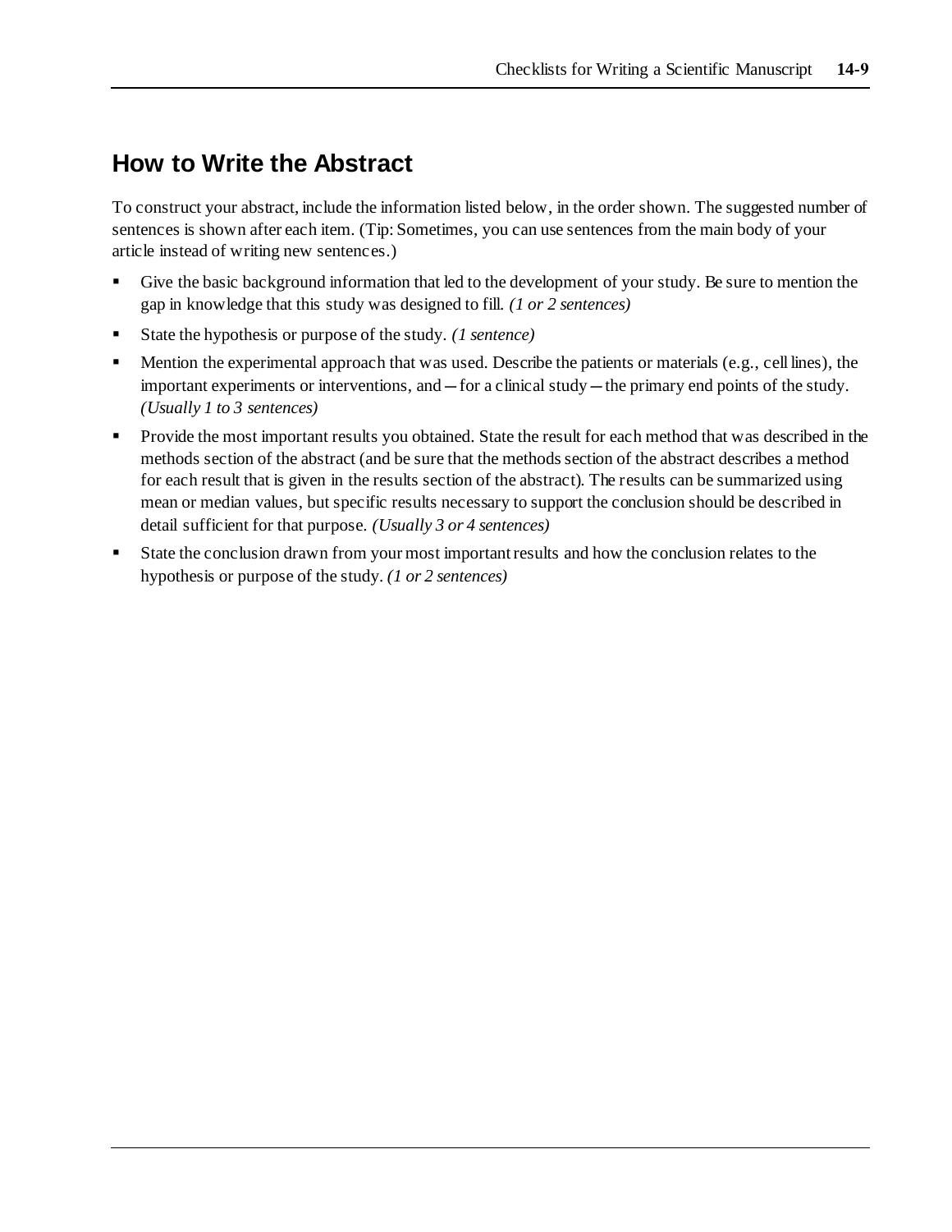## How to Write the Abstract

To construct your abstract, include the information listed below, in the order shown. The suggested number of sentences is shown after each item. (Tip: Sometimes, you can use sentences from the main body of your article instead of writing new sentences.)

- Give the basic background information that led to the development of your study. Be sure to mention the gap in knowledge that this study was designed to fill. *(1 or 2 sentences)*
- State the hypothesis or purpose of the study. *(1 sentence)*
- Mention the experimental approach that was used. Describe the patients or materials (e.g., cell lines), the important experiments or interventions, and—for a clinical study—the primary end points of the study. *(Usually 1 to 3 sentences)*
- Provide the most important results you obtained. State the result for each method that was described in the methods section of the abstract (and be sure that the methods section of the abstract describes a method for each result that is given in the results section of the abstract). The results can be summarized using mean or median values, but specific results necessary to support the conclusion should be described in detail sufficient for that purpose. *(Usually 3 or 4 sentences)*
- State the conclusion drawn from your most important results and how the conclusion relates to the hypothesis or purpose of the study. *(1 or 2 sentences)*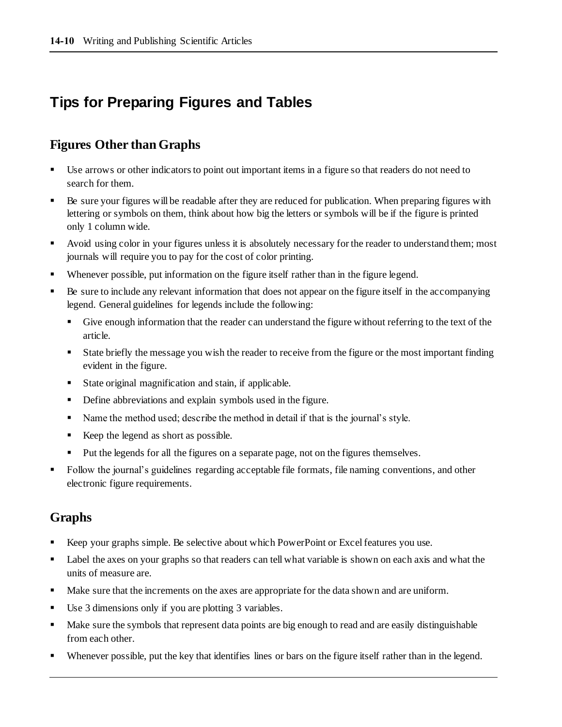## Tips for Preparing Figures and Tables

### Figures Other than Graphs

- Use arrows or other indicators to point out important items in a figure so that readers do not need to search for them.
- Be sure your figures will be readable after they are reduced for publication. When preparing figures with lettering or symbols on them, think about how big the letters or symbols will be if the figure is printed only 1 column wide.
- Avoid using color in your figures unless it is absolutely necessary for the reader to understand them; most journals will require you to pay for the cost of color printing.
- Whenever possible, put information on the figure itself rather than in the figure legend.
- Be sure to include any relevant information that does not appear on the figure itself in the accompanying legend. General guidelines for legends include the following:
  - Give enough information that the reader can understand the figure without referring to the text of the article.
  - State briefly the message you wish the reader to receive from the figure or the most important finding evident in the figure.
  - State original magnification and stain, if applicable.
  - Define abbreviations and explain symbols used in the figure.
  - Name the method used; describe the method in detail if that is the journal's style.
  - Keep the legend as short as possible.
  - Put the legends for all the figures on a separate page, not on the figures themselves.
- Follow the journal's guidelines regarding acceptable file formats, file naming conventions, and other electronic figure requirements.

### Graphs

- Keep your graphs simple. Be selective about which PowerPoint or Excel features you use.
- Label the axes on your graphs so that readers can tell what variable is shown on each axis and what the units of measure are.
- Make sure that the increments on the axes are appropriate for the data shown and are uniform.
- Use 3 dimensions only if you are plotting 3 variables.
- Make sure the symbols that represent data points are big enough to read and are easily distinguishable from each other.
- Whenever possible, put the key that identifies lines or bars on the figure itself rather than in the legend.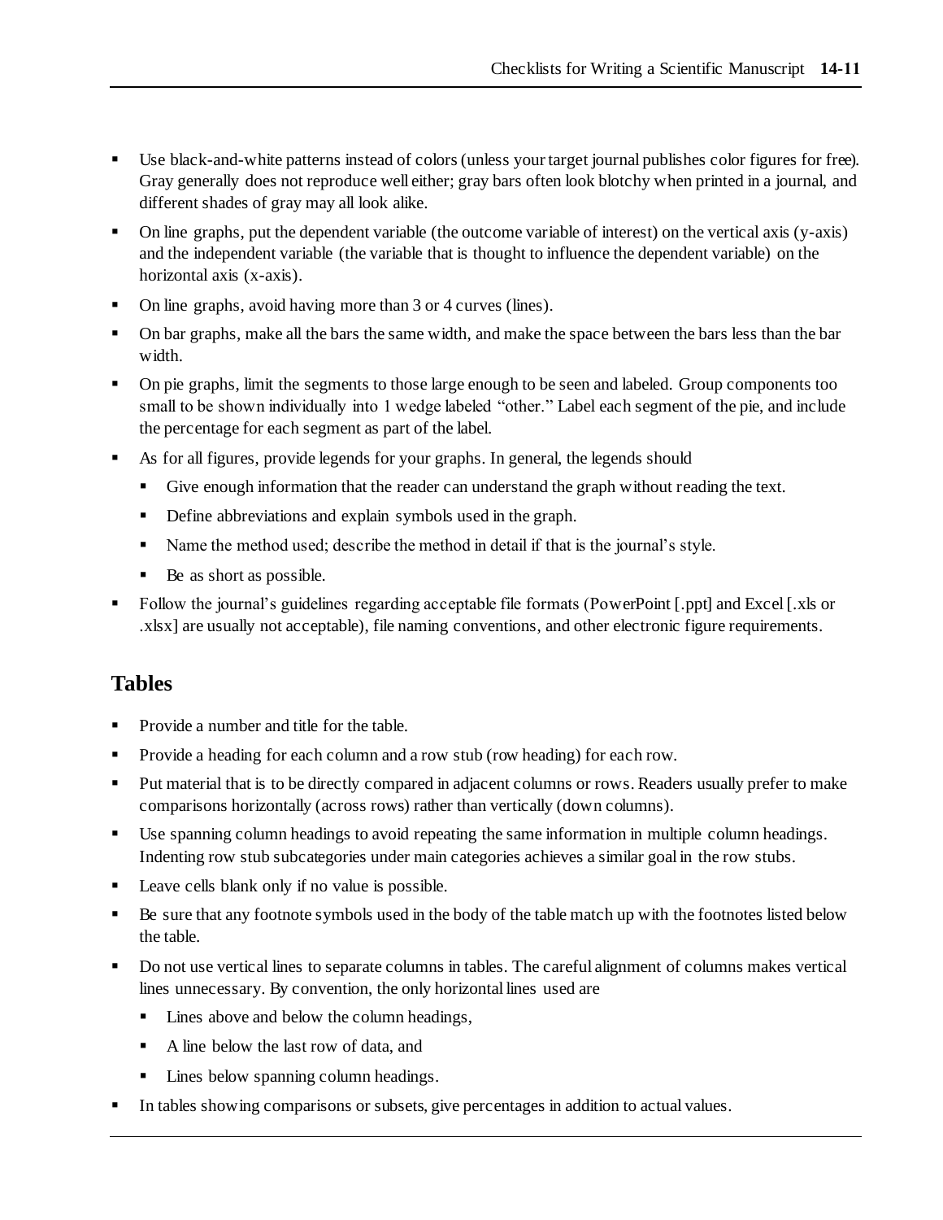- Use black-and-white patterns instead of colors (unless your target journal publishes color figures for free). Gray generally does not reproduce well either; gray bars often look blotchy when printed in a journal, and different shades of gray may all look alike.
- On line graphs, put the dependent variable (the outcome variable of interest) on the vertical axis (y-axis) and the independent variable (the variable that is thought to influence the dependent variable) on the horizontal axis (x-axis).
- On line graphs, avoid having more than 3 or 4 curves (lines).
- On bar graphs, make all the bars the same width, and make the space between the bars less than the bar width.
- On pie graphs, limit the segments to those large enough to be seen and labeled. Group components too small to be shown individually into 1 wedge labeled "other." Label each segment of the pie, and include the percentage for each segment as part of the label.
- As for all figures, provide legends for your graphs. In general, the legends should
  - Give enough information that the reader can understand the graph without reading the text.
  - Define abbreviations and explain symbols used in the graph.
  - Name the method used; describe the method in detail if that is the journal's style.
  - Be as short as possible.
- Follow the journal's guidelines regarding acceptable file formats (PowerPoint [.ppt] and Excel [.xls or .xlsx] are usually not acceptable), file naming conventions, and other electronic figure requirements.

## Tables

- Provide a number and title for the table.
- Provide a heading for each column and a row stub (row heading) for each row.
- Put material that is to be directly compared in adjacent columns or rows. Readers usually prefer to make comparisons horizontally (across rows) rather than vertically (down columns).
- Use spanning column headings to avoid repeating the same information in multiple column headings. Indenting row stub subcategories under main categories achieves a similar goal in the row stubs.
- Leave cells blank only if no value is possible.
- Be sure that any footnote symbols used in the body of the table match up with the footnotes listed below the table.
- Do not use vertical lines to separate columns in tables. The careful alignment of columns makes vertical lines unnecessary. By convention, the only horizontal lines used are
  - Lines above and below the column headings,
  - A line below the last row of data, and
  - Lines below spanning column headings.
- In tables showing comparisons or subsets, give percentages in addition to actual values.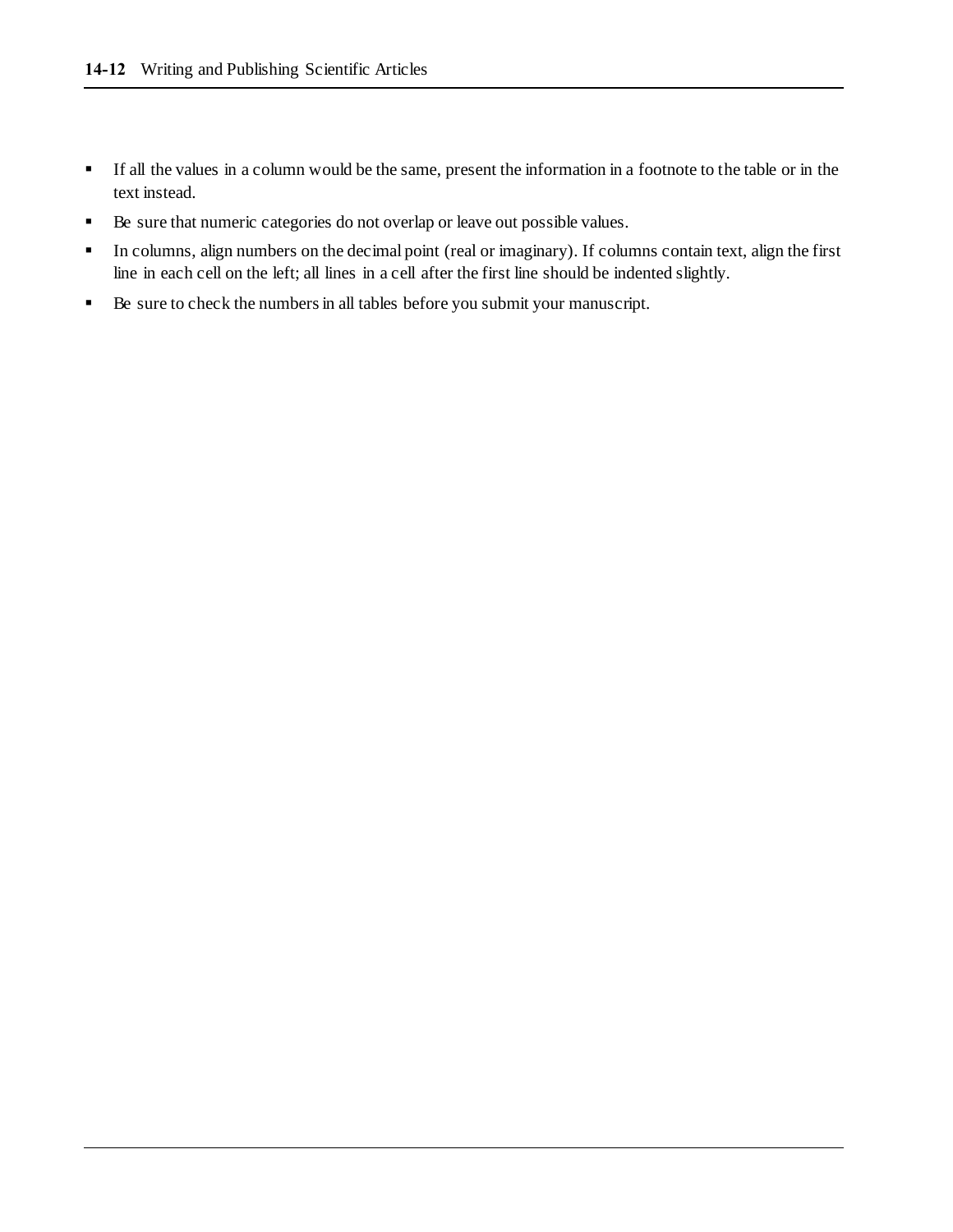- If all the values in a column would be the same, present the information in a footnote to the table or in the text instead.
- Be sure that numeric categories do not overlap or leave out possible values.
- In columns, align numbers on the decimal point (real or imaginary). If columns contain text, align the first line in each cell on the left; all lines in a cell after the first line should be indented slightly.
- Be sure to check the numbers in all tables before you submit your manuscript.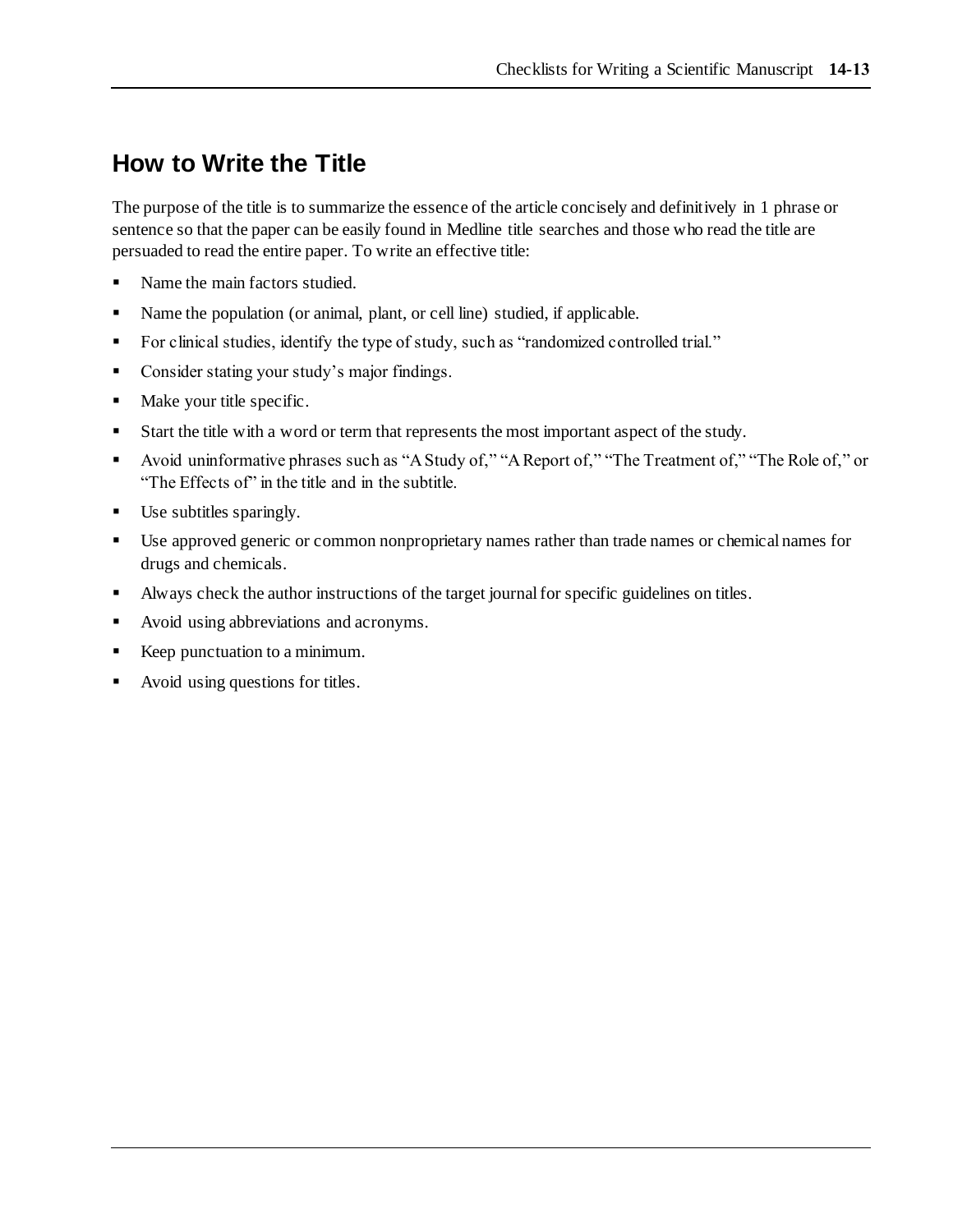## How to Write the Title

The purpose of the title is to summarize the essence of the article concisely and definitively in 1 phrase or sentence so that the paper can be easily found in Medline title searches and those who read the title are persuaded to read the entire paper. To write an effective title:

- Name the main factors studied.
- Name the population (or animal, plant, or cell line) studied, if applicable.
- For clinical studies, identify the type of study, such as "randomized controlled trial."
- Consider stating your study's major findings.
- Make your title specific.
- Start the title with a word or term that represents the most important aspect of the study.
- Avoid uninformative phrases such as "A Study of," "A Report of," "The Treatment of," "The Role of," or "The Effects of" in the title and in the subtitle.
- Use subtitles sparingly.
- Use approved generic or common nonproprietary names rather than trade names or chemical names for drugs and chemicals.
- Always check the author instructions of the target journal for specific guidelines on titles.
- Avoid using abbreviations and acronyms.
- Keep punctuation to a minimum.
- Avoid using questions for titles.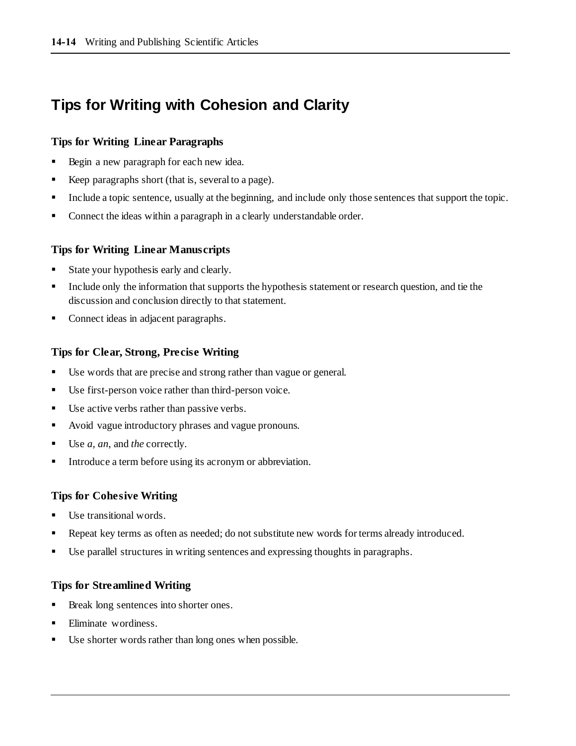## Tips for Writing with Cohesion and Clarity

### Tips for Writing Linear Paragraphs

- Begin a new paragraph for each new idea.
- Keep paragraphs short (that is, several to a page).
- Include a topic sentence, usually at the beginning, and include only those sentences that support the topic.
- Connect the ideas within a paragraph in a clearly understandable order.

### Tips for Writing Linear Manuscripts

- State your hypothesis early and clearly.
- Include only the information that supports the hypothesis statement or research question, and tie the discussion and conclusion directly to that statement.
- Connect ideas in adjacent paragraphs.

### Tips for Clear, Strong, Precise Writing

- Use words that are precise and strong rather than vague or general.
- Use first-person voice rather than third-person voice.
- Use active verbs rather than passive verbs.
- Avoid vague introductory phrases and vague pronouns.
- Use *a*, *an*, and *the* correctly.
- Introduce a term before using its acronym or abbreviation.

### Tips for Cohesive Writing

- Use transitional words.
- Repeat key terms as often as needed; do not substitute new words for terms already introduced.
- Use parallel structures in writing sentences and expressing thoughts in paragraphs.

### Tips for Streamlined Writing

- Break long sentences into shorter ones.
- Eliminate wordiness.
- Use shorter words rather than long ones when possible.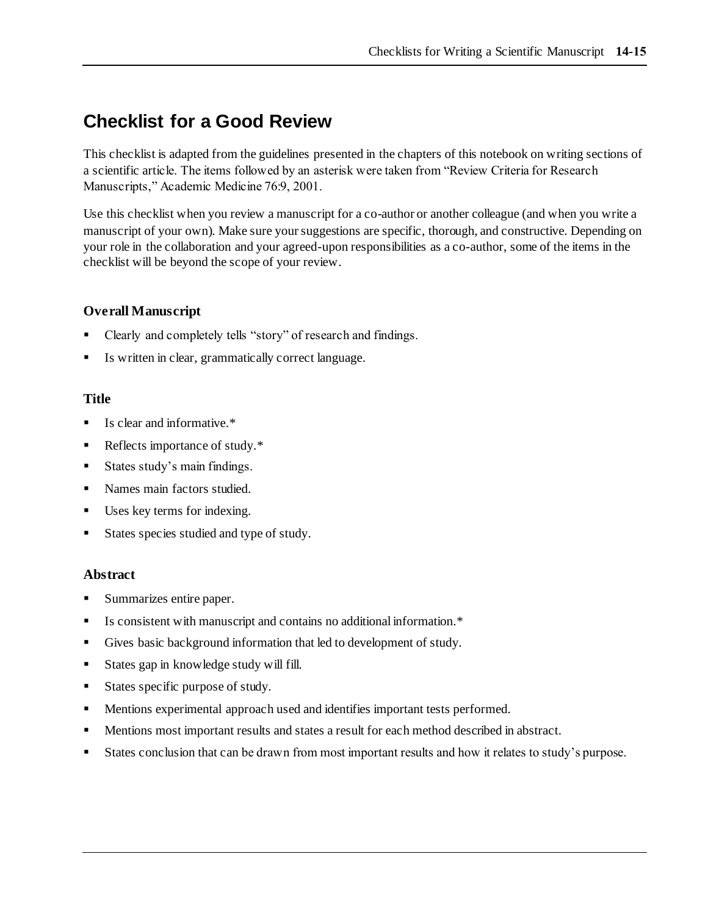## Checklist for a Good Review

This checklist is adapted from the guidelines presented in the chapters of this notebook on writing sections of a scientific article. The items followed by an asterisk were taken from "Review Criteria for Research Manuscripts," Academic Medicine 76:9, 2001.

Use this checklist when you review a manuscript for a co-author or another colleague (and when you write a manuscript of your own). Make sure your suggestions are specific, thorough, and constructive. Depending on your role in the collaboration and your agreed-upon responsibilities as a co-author, some of the items in the checklist will be beyond the scope of your review.

### Overall Manuscript

- Clearly and completely tells "story" of research and findings.
- Is written in clear, grammatically correct language.

### Title

- Is clear and informative.*
- Reflects importance of study.*
- States study's main findings.
- Names main factors studied.
- Uses key terms for indexing.
- States species studied and type of study.

### Abstract

- Summarizes entire paper.
- Is consistent with manuscript and contains no additional information.*
- Gives basic background information that led to development of study.
- States gap in knowledge study will fill.
- States specific purpose of study.
- Mentions experimental approach used and identifies important tests performed.
- Mentions most important results and states a result for each method described in abstract.
- States conclusion that can be drawn from most important results and how it relates to study's purpose.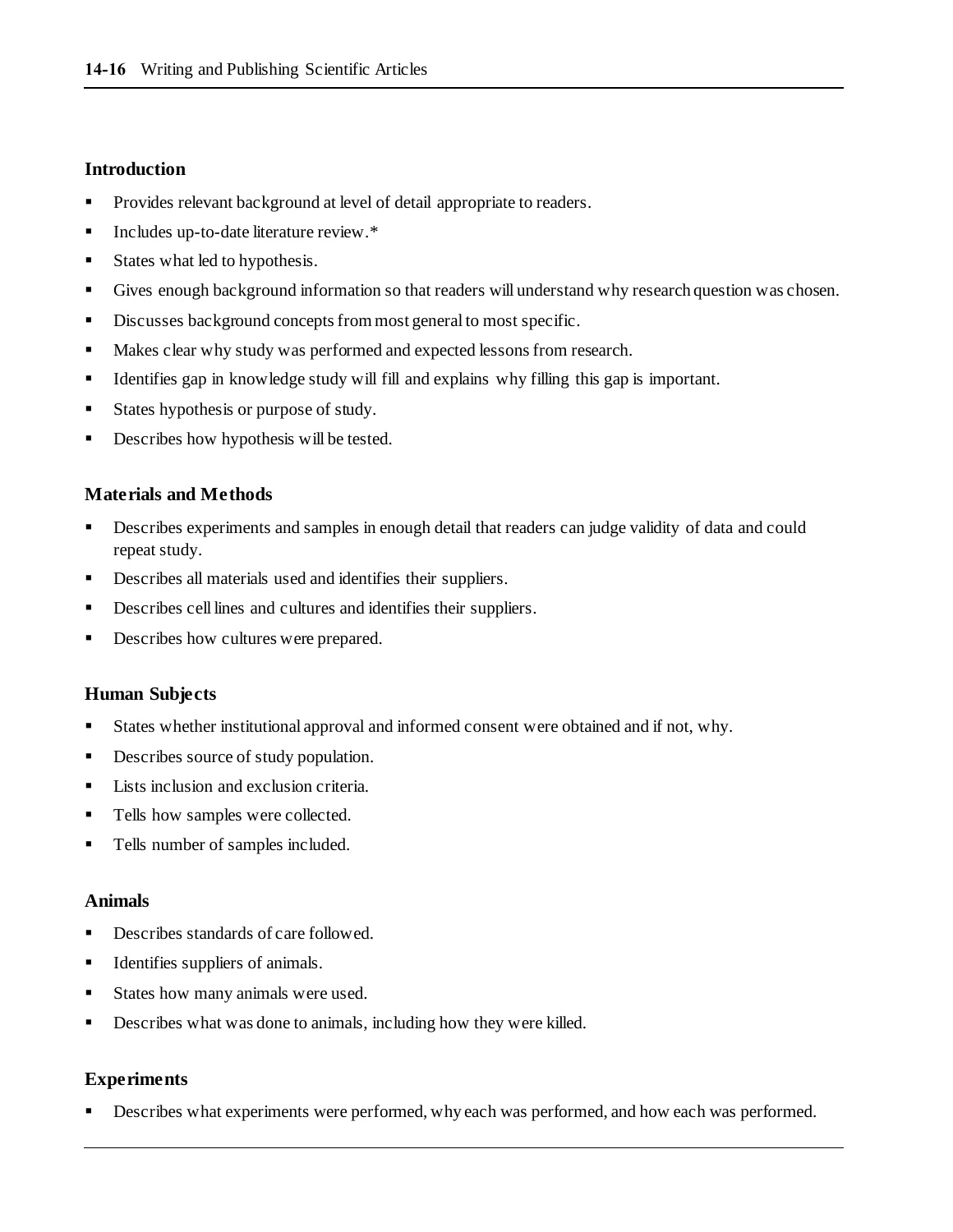### Introduction

- Provides relevant background at level of detail appropriate to readers.
- Includes up-to-date literature review.*
- States what led to hypothesis.
- Gives enough background information so that readers will understand why research question was chosen.
- Discusses background concepts from most general to most specific.
- Makes clear why study was performed and expected lessons from research.
- Identifies gap in knowledge study will fill and explains why filling this gap is important.
- States hypothesis or purpose of study.
- Describes how hypothesis will be tested.

### Materials and Methods

- Describes experiments and samples in enough detail that readers can judge validity of data and could repeat study.
- Describes all materials used and identifies their suppliers.
- Describes cell lines and cultures and identifies their suppliers.
- Describes how cultures were prepared.

### Human Subjects

- States whether institutional approval and informed consent were obtained and if not, why.
- Describes source of study population.
- Lists inclusion and exclusion criteria.
- Tells how samples were collected.
- Tells number of samples included.

### Animals

- Describes standards of care followed.
- Identifies suppliers of animals.
- States how many animals were used.
- Describes what was done to animals, including how they were killed.

### Experiments

- Describes what experiments were performed, why each was performed, and how each was performed.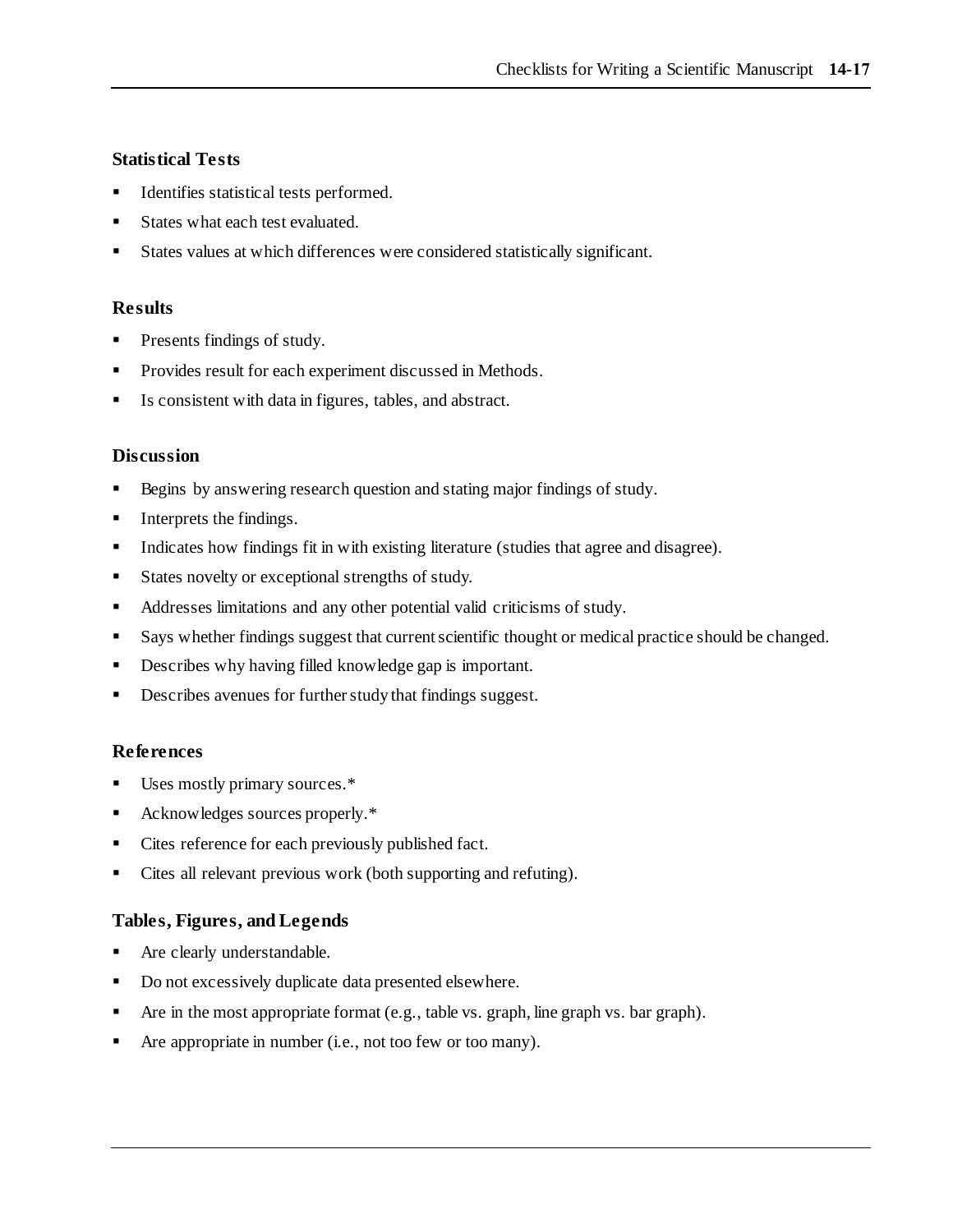### Statistical Tests

- Identifies statistical tests performed.
- States what each test evaluated.
- States values at which differences were considered statistically significant.

### Results

- Presents findings of study.
- Provides result for each experiment discussed in Methods.
- Is consistent with data in figures, tables, and abstract.

### Discussion

- Begins by answering research question and stating major findings of study.
- Interprets the findings.
- Indicates how findings fit in with existing literature (studies that agree and disagree).
- States novelty or exceptional strengths of study.
- Addresses limitations and any other potential valid criticisms of study.
- Says whether findings suggest that current scientific thought or medical practice should be changed.
- Describes why having filled knowledge gap is important.
- Describes avenues for further study that findings suggest.

### References

- Uses mostly primary sources.*
- Acknowledges sources properly.*
- Cites reference for each previously published fact.
- Cites all relevant previous work (both supporting and refuting).

### Tables, Figures, and Legends

- Are clearly understandable.
- Do not excessively duplicate data presented elsewhere.
- Are in the most appropriate format (e.g., table vs. graph, line graph vs. bar graph).
- Are appropriate in number (i.e., not too few or too many).